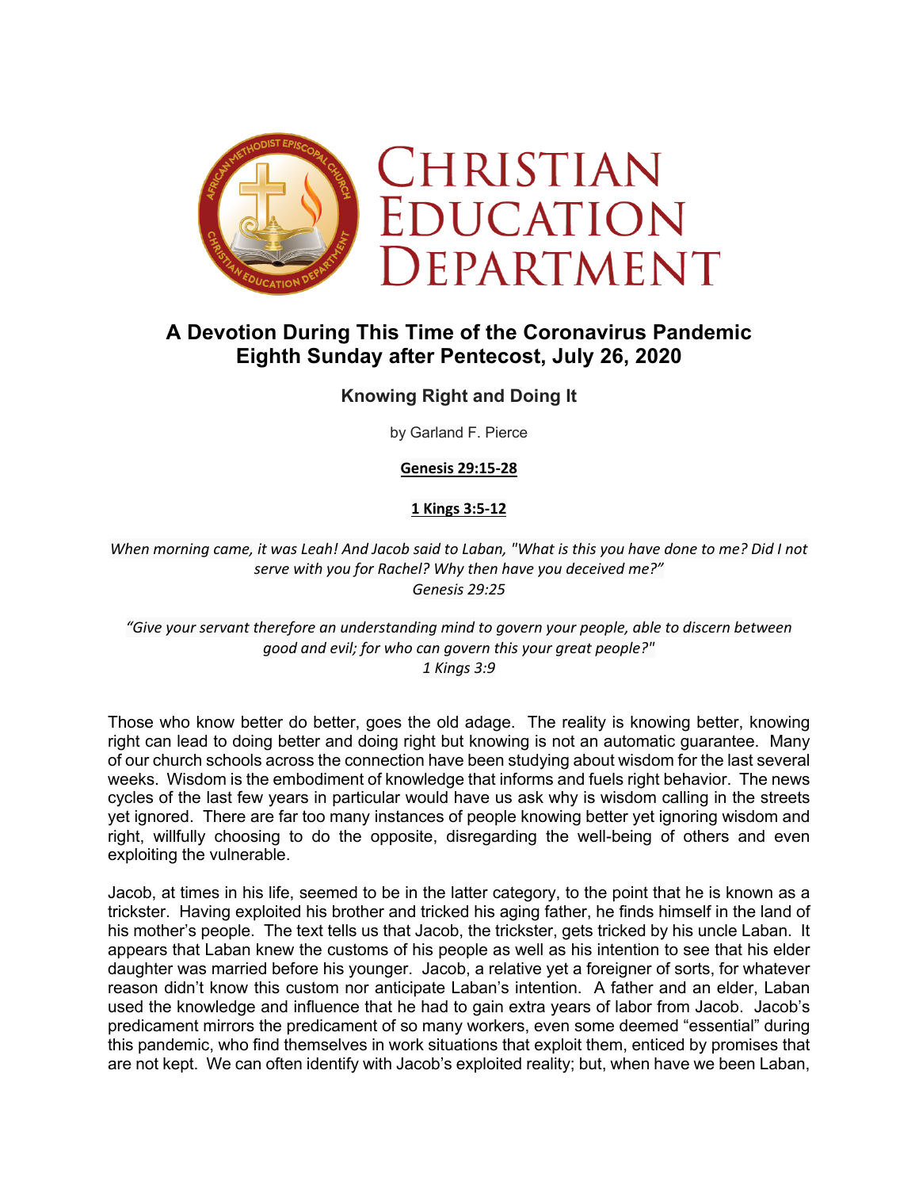# Christian Education Department

## A Devotion During This Time of the Coronavirus Pandemic
## Eighth Sunday after Pentecost, July 26, 2020

### Knowing Right and Doing It

by Garland F. Pierce

**Genesis 29:15-28**

**1 Kings 3:5-12**

*When morning came, it was Leah! And Jacob said to Laban, "What is this you have done to me? Did I not serve with you for Rachel? Why then have you deceived me?"*
*Genesis 29:25*

*"Give your servant therefore an understanding mind to govern your people, able to discern between good and evil; for who can govern this your great people?"*
*1 Kings 3:9*

Those who know better do better, goes the old adage. The reality is knowing better, knowing right can lead to doing better and doing right but knowing is not an automatic guarantee. Many of our church schools across the connection have been studying about wisdom for the last several weeks. Wisdom is the embodiment of knowledge that informs and fuels right behavior. The news cycles of the last few years in particular would have us ask why is wisdom calling in the streets yet ignored. There are far too many instances of people knowing better yet ignoring wisdom and right, willfully choosing to do the opposite, disregarding the well-being of others and even exploiting the vulnerable.

Jacob, at times in his life, seemed to be in the latter category, to the point that he is known as a trickster. Having exploited his brother and tricked his aging father, he finds himself in the land of his mother's people. The text tells us that Jacob, the trickster, gets tricked by his uncle Laban. It appears that Laban knew the customs of his people as well as his intention to see that his elder daughter was married before his younger. Jacob, a relative yet a foreigner of sorts, for whatever reason didn't know this custom nor anticipate Laban's intention. A father and an elder, Laban used the knowledge and influence that he had to gain extra years of labor from Jacob. Jacob's predicament mirrors the predicament of so many workers, even some deemed "essential" during this pandemic, who find themselves in work situations that exploit them, enticed by promises that are not kept. We can often identify with Jacob's exploited reality; but, when have we been Laban,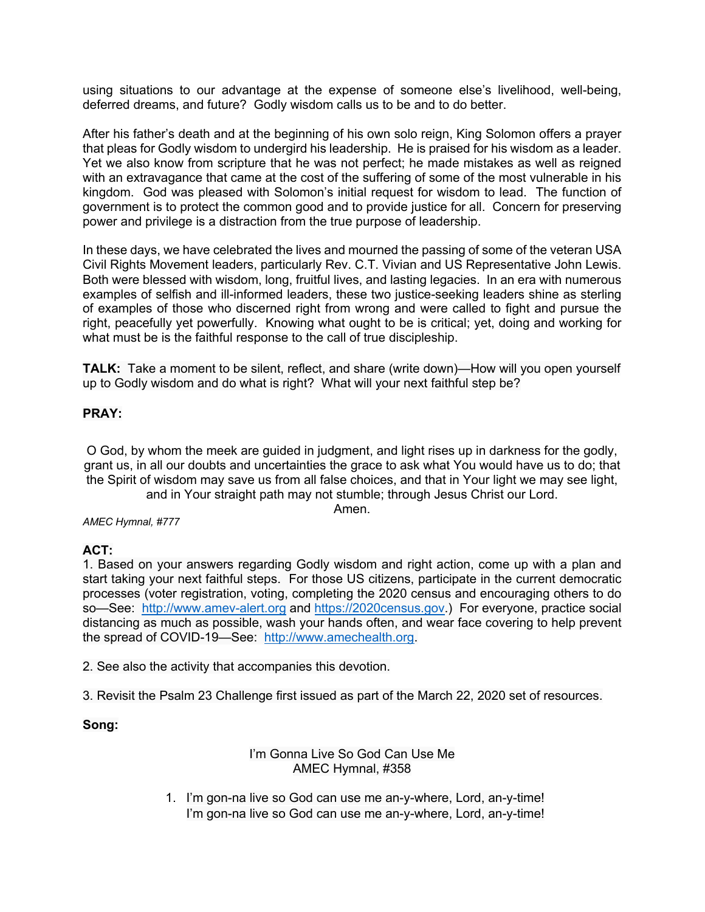using situations to our advantage at the expense of someone else's livelihood, well-being, deferred dreams, and future? Godly wisdom calls us to be and to do better.

After his father's death and at the beginning of his own solo reign, King Solomon offers a prayer that pleas for Godly wisdom to undergird his leadership. He is praised for his wisdom as a leader. Yet we also know from scripture that he was not perfect; he made mistakes as well as reigned with an extravagance that came at the cost of the suffering of some of the most vulnerable in his kingdom. God was pleased with Solomon's initial request for wisdom to lead. The function of government is to protect the common good and to provide justice for all. Concern for preserving power and privilege is a distraction from the true purpose of leadership.

In these days, we have celebrated the lives and mourned the passing of some of the veteran USA Civil Rights Movement leaders, particularly Rev. C.T. Vivian and US Representative John Lewis. Both were blessed with wisdom, long, fruitful lives, and lasting legacies. In an era with numerous examples of selfish and ill-informed leaders, these two justice-seeking leaders shine as sterling of examples of those who discerned right from wrong and were called to fight and pursue the right, peacefully yet powerfully. Knowing what ought to be is critical; yet, doing and working for what must be is the faithful response to the call of true discipleship.

**TALK:** Take a moment to be silent, reflect, and share (write down)—How will you open yourself up to Godly wisdom and do what is right? What will your next faithful step be?

**PRAY:**

O God, by whom the meek are guided in judgment, and light rises up in darkness for the godly, grant us, in all our doubts and uncertainties the grace to ask what You would have us to do; that the Spirit of wisdom may save us from all false choices, and that in Your light we may see light, and in Your straight path may not stumble; through Jesus Christ our Lord.
Amen.

*AMEC Hymnal, #777*

**ACT:**

1. Based on your answers regarding Godly wisdom and right action, come up with a plan and start taking your next faithful steps. For those US citizens, participate in the current democratic processes (voter registration, voting, completing the 2020 census and encouraging others to do so—See: http://www.amev-alert.org and https://2020census.gov.) For everyone, practice social distancing as much as possible, wash your hands often, and wear face covering to help prevent the spread of COVID-19—See: http://www.amechealth.org.

2. See also the activity that accompanies this devotion.

3. Revisit the Psalm 23 Challenge first issued as part of the March 22, 2020 set of resources.

**Song:**

I'm Gonna Live So God Can Use Me
AMEC Hymnal, #358

1. I'm gon-na live so God can use me an-y-where, Lord, an-y-time!
   I'm gon-na live so God can use me an-y-where, Lord, an-y-time!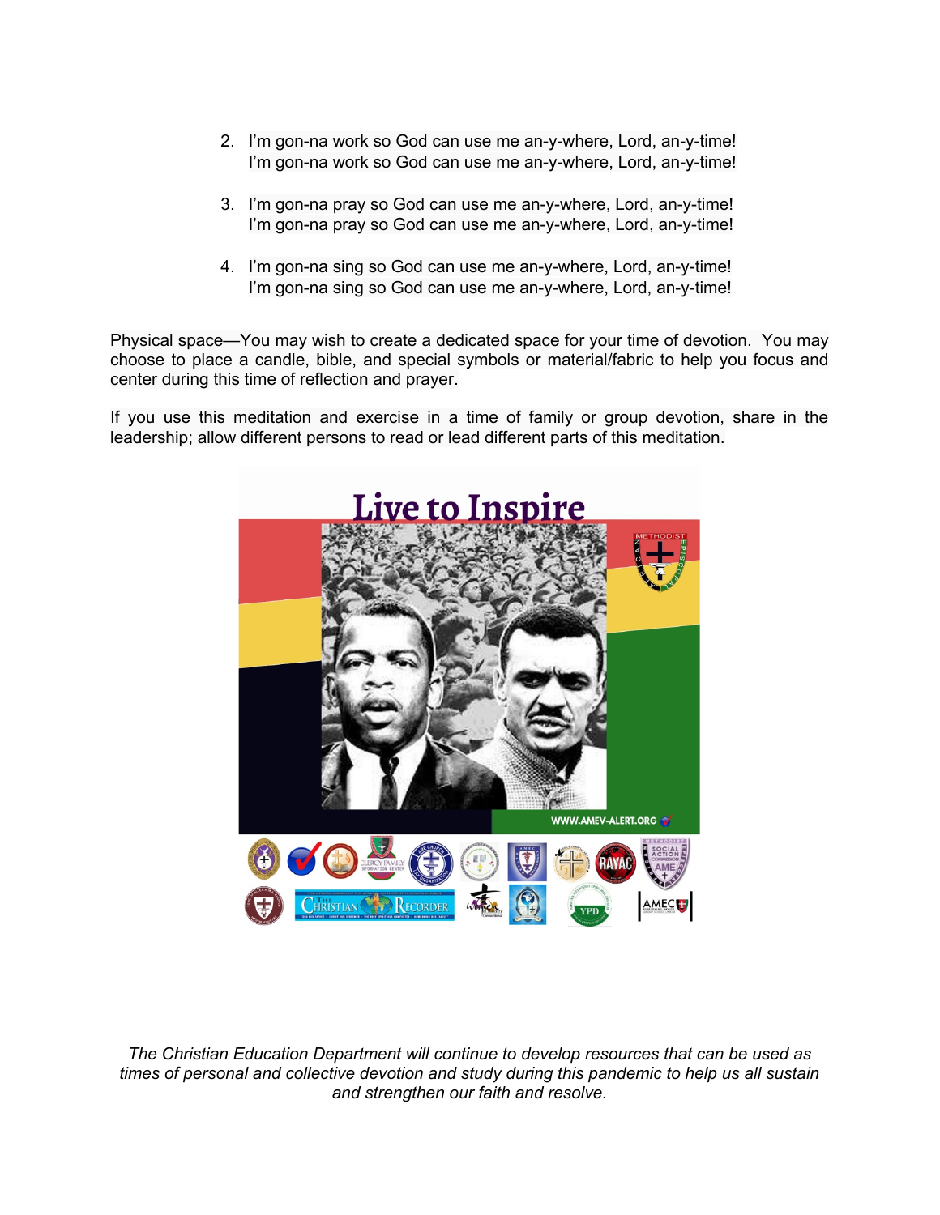2. I'm gon-na work so God can use me an-y-where, Lord, an-y-time!
   I'm gon-na work so God can use me an-y-where, Lord, an-y-time!

3. I'm gon-na pray so God can use me an-y-where, Lord, an-y-time!
   I'm gon-na pray so God can use me an-y-where, Lord, an-y-time!

4. I'm gon-na sing so God can use me an-y-where, Lord, an-y-time!
   I'm gon-na sing so God can use me an-y-where, Lord, an-y-time!

Physical space—You may wish to create a dedicated space for your time of devotion. You may choose to place a candle, bible, and special symbols or material/fabric to help you focus and center during this time of reflection and prayer.

If you use this meditation and exercise in a time of family or group devotion, share in the leadership; allow different persons to read or lead different parts of this meditation.

*The Christian Education Department will continue to develop resources that can be used as times of personal and collective devotion and study during this pandemic to help us all sustain and strengthen our faith and resolve.*